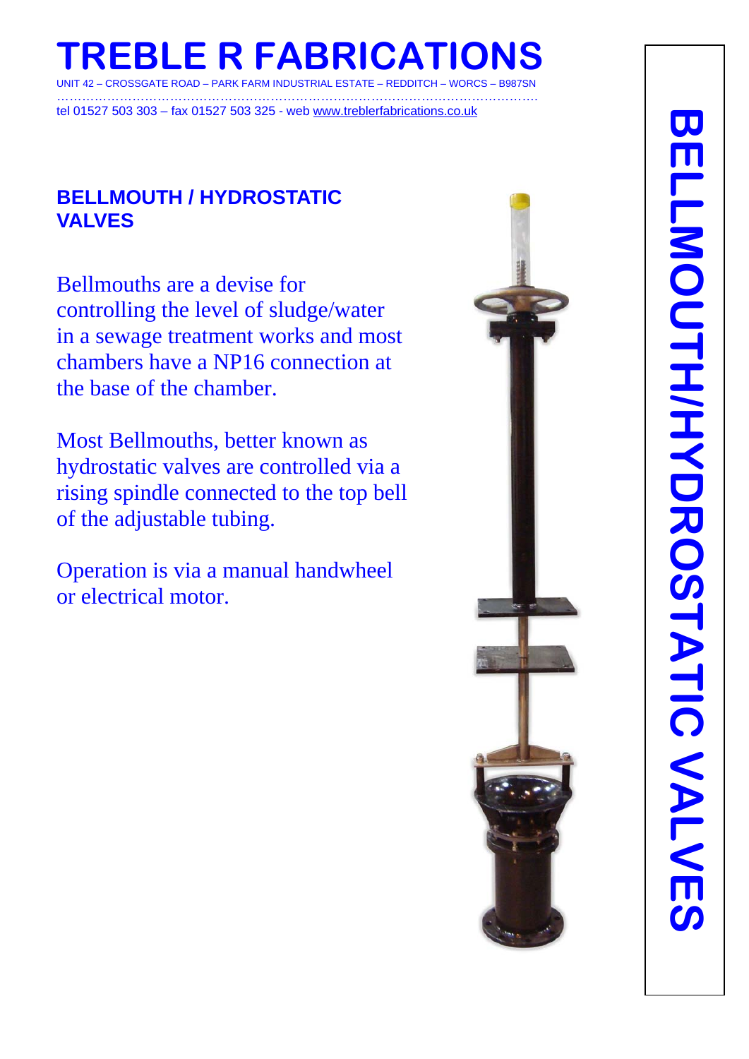# TREBLE R FABRICATIONS

UNIT 42 – CROSSGATE ROAD – PARK FARM INDUSTRIAL ESTATE – REDDITCH – WORCS – B987SN

tel 01527 503 303 – fax 01527 503 325 - web www.treblerfabrications.co.uk

## BELLMOUTH / HYDROSTATIC VALVES

Bellmouths are a devise for controlling the level of sludge/water in a sewage treatment works and most chambers have a NP16 connection at the base of the chamber.

Most Bellmouths, better known as hydrostatic valves are controlled via a rising spindle connected to the top bell of the adjustable tubing.

Operation is via a manual handwheel or electrical motor.

**BELLMOUTH/HYDROSTATIC VALVES**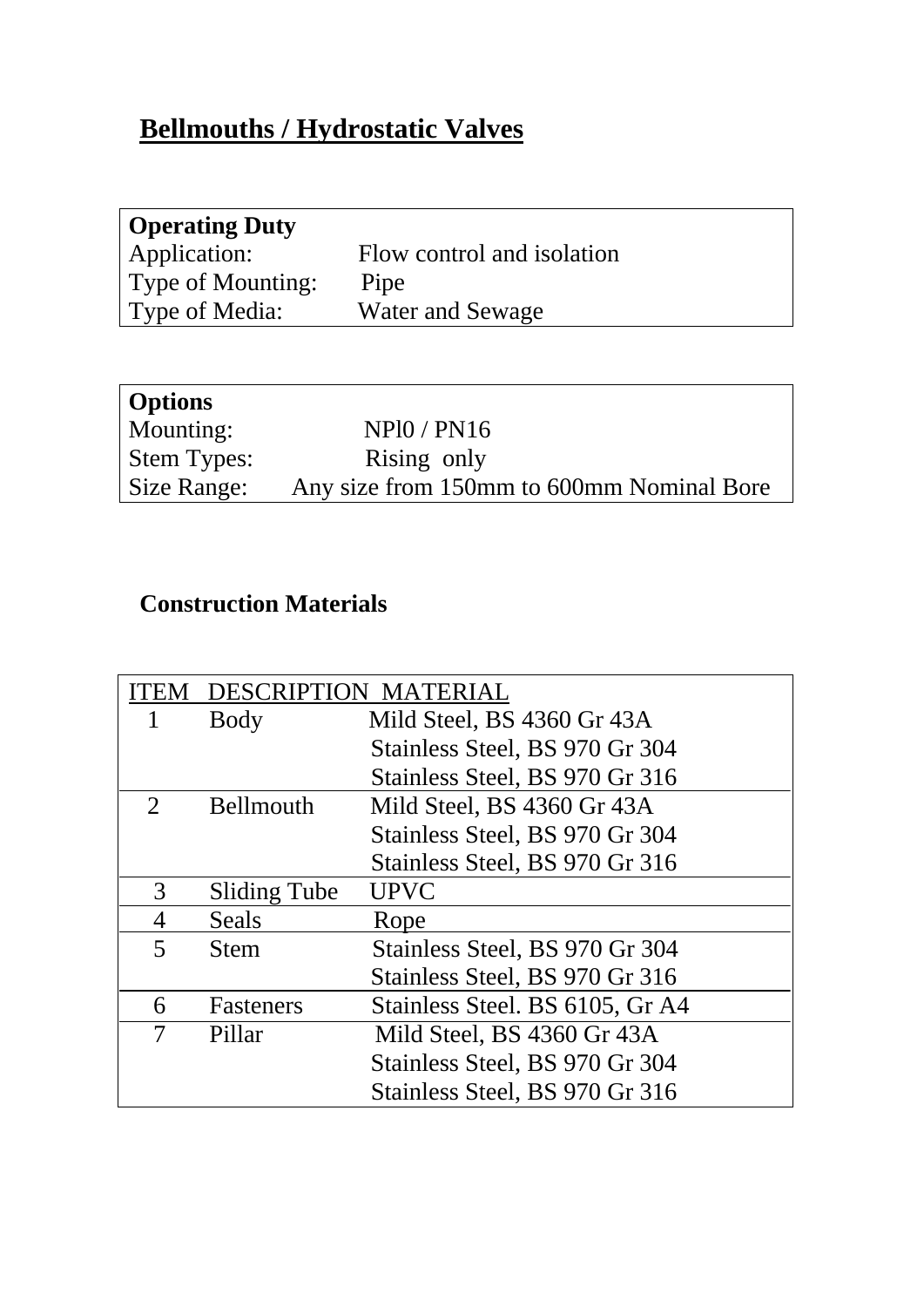## Bellmouths / Hydrostatic Valves

| **Operating Duty** | |
|---|---|
| Application: | Flow control and isolation |
| Type of Mounting: | Pipe |
| Type of Media: | Water and Sewage |

| **Options** | |
|---|---|
| Mounting: | NPl0 / PN16 |
| Stem Types: | Rising only |
| Size Range: | Any size from 150mm to 600mm Nominal Bore |

### Construction Materials

| ITEM | DESCRIPTION | MATERIAL |
|---|---|---|
| 1 | Body | Mild Steel, BS 4360 Gr 43A<br>Stainless Steel, BS 970 Gr 304<br>Stainless Steel, BS 970 Gr 316 |
| 2 | Bellmouth | Mild Steel, BS 4360 Gr 43A<br>Stainless Steel, BS 970 Gr 304<br>Stainless Steel, BS 970 Gr 316 |
| 3 | Sliding Tube | UPVC |
| 4 | Seals | Rope |
| 5 | Stem | Stainless Steel, BS 970 Gr 304<br>Stainless Steel, BS 970 Gr 316 |
| 6 | Fasteners | Stainless Steel. BS 6105, Gr A4 |
| 7 | Pillar | Mild Steel, BS 4360 Gr 43A<br>Stainless Steel, BS 970 Gr 304<br>Stainless Steel, BS 970 Gr 316 |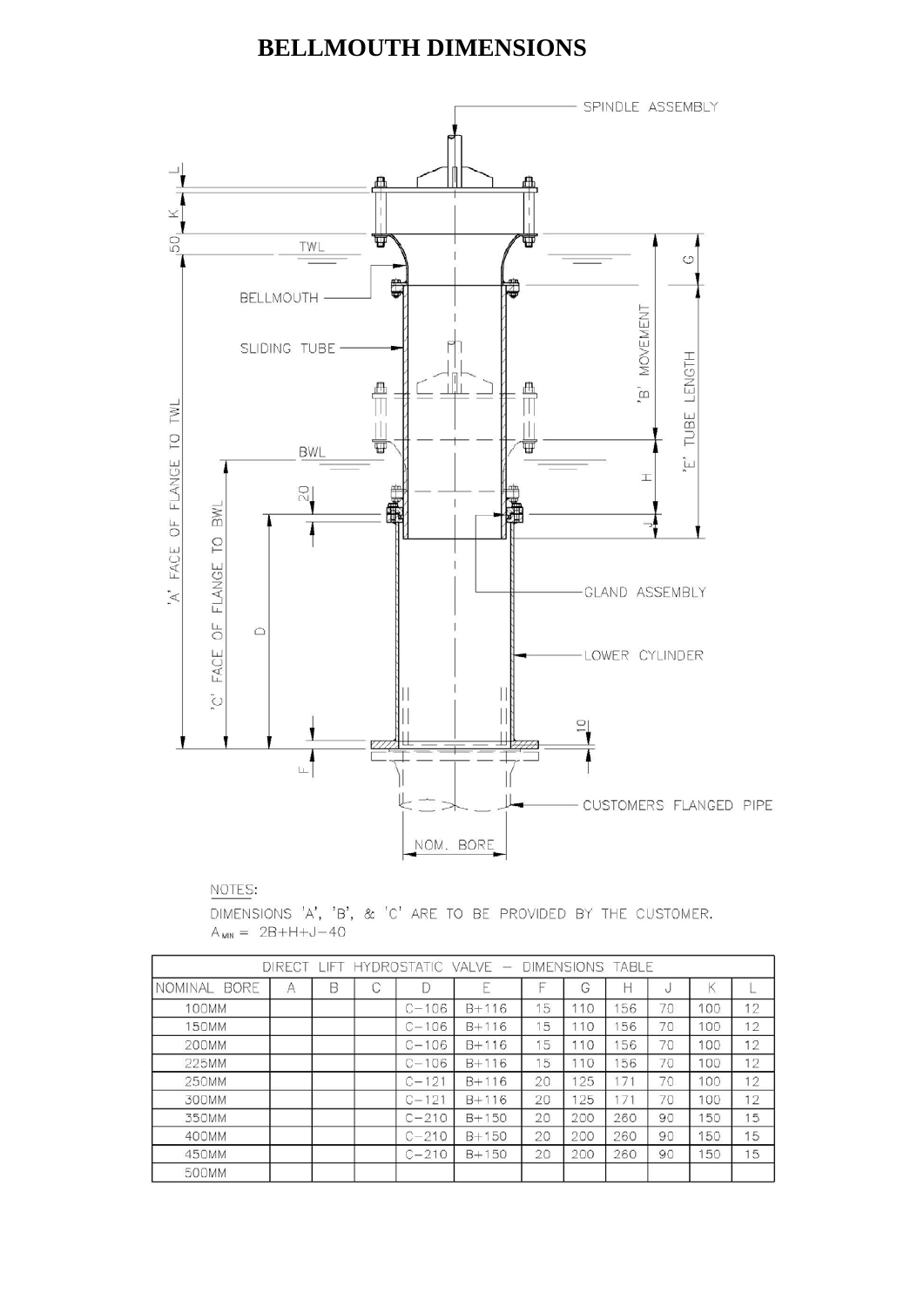# BELLMOUTH DIMENSIONS

SPINDLE ASSEMBLY

BELLMOUTH

SLIDING TUBE

GLAND ASSEMBLY

LOWER CYLINDER

CUSTOMERS FLANGED PIPE

NOM. BORE

TWL

BWL

'A' FACE OF FLANGE TO TWL

'C' FACE OF FLANGE TO BWL

'B' MOVEMENT

'E' TUBE LENGTH

NOTES:

DIMENSIONS 'A', 'B', & 'C' ARE TO BE PROVIDED BY THE CUSTOMER.

$A_{MIN} = 2B+H+J-40$

| DIRECT LIFT HYDROSTATIC VALVE – DIMENSIONS TABLE | | | | | | | | | | | |
|---|---|---|---|---|---|---|---|---|---|---|---|
| NOMINAL BORE | A | B | C | D | E | F | G | H | J | K | L |
| 100MM | | | | C−106 | B+116 | 15 | 110 | 156 | 70 | 100 | 12 |
| 150MM | | | | C−106 | B+116 | 15 | 110 | 156 | 70 | 100 | 12 |
| 200MM | | | | C−106 | B+116 | 15 | 110 | 156 | 70 | 100 | 12 |
| 225MM | | | | C−106 | B+116 | 15 | 110 | 156 | 70 | 100 | 12 |
| 250MM | | | | C−121 | B+116 | 20 | 125 | 171 | 70 | 100 | 12 |
| 300MM | | | | C−121 | B+116 | 20 | 125 | 171 | 70 | 100 | 12 |
| 350MM | | | | C−210 | B+150 | 20 | 200 | 260 | 90 | 150 | 15 |
| 400MM | | | | C−210 | B+150 | 20 | 200 | 260 | 90 | 150 | 15 |
| 450MM | | | | C−210 | B+150 | 20 | 200 | 260 | 90 | 150 | 15 |
| 500MM | | | | | | | | | | | |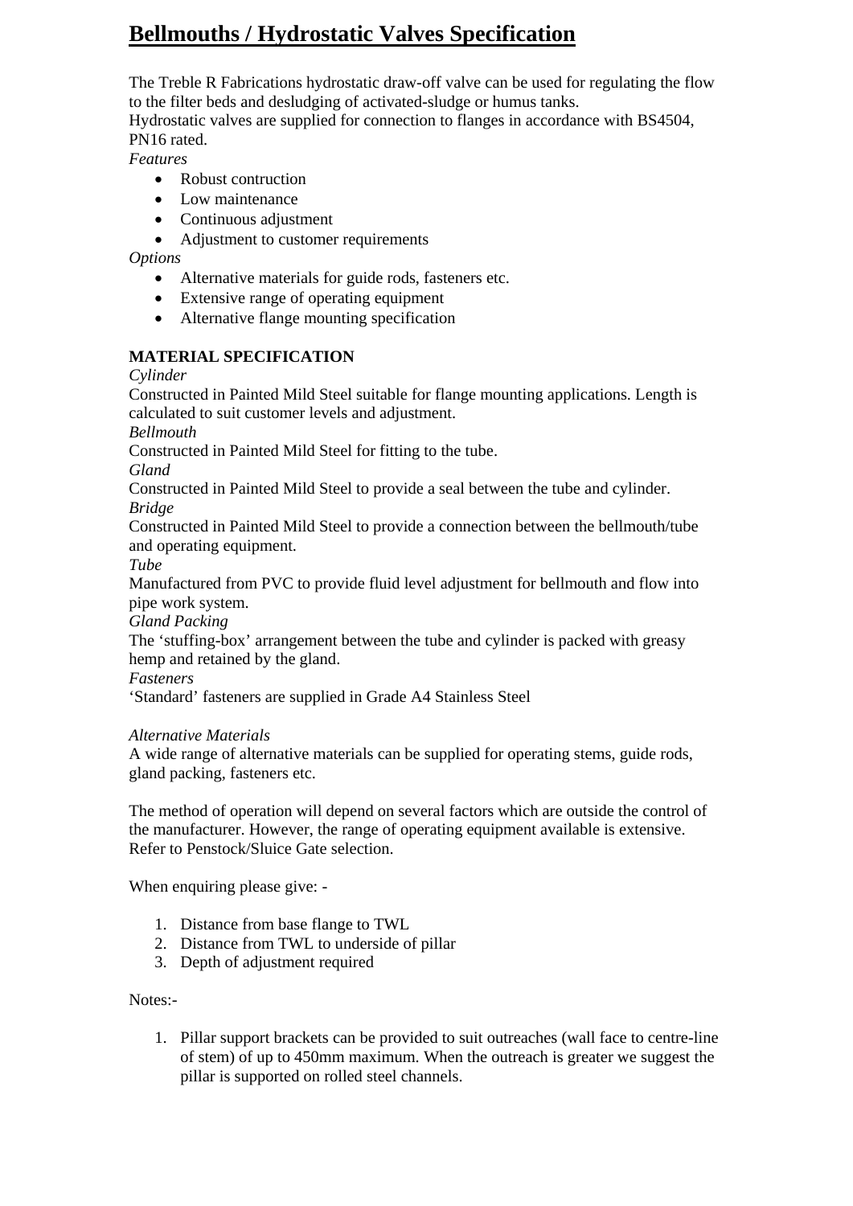# Bellmouths / Hydrostatic Valves Specification

The Treble R Fabrications hydrostatic draw-off valve can be used for regulating the flow to the filter beds and desludging of activated-sludge or humus tanks.
Hydrostatic valves are supplied for connection to flanges in accordance with BS4504, PN16 rated.

*Features*

- Robust contruction
- Low maintenance
- Continuous adjustment
- Adjustment to customer requirements

*Options*

- Alternative materials for guide rods, fasteners etc.
- Extensive range of operating equipment
- Alternative flange mounting specification

**MATERIAL SPECIFICATION**

*Cylinder*
Constructed in Painted Mild Steel suitable for flange mounting applications. Length is calculated to suit customer levels and adjustment.

*Bellmouth*
Constructed in Painted Mild Steel for fitting to the tube.

*Gland*
Constructed in Painted Mild Steel to provide a seal between the tube and cylinder.

*Bridge*
Constructed in Painted Mild Steel to provide a connection between the bellmouth/tube and operating equipment.

*Tube*
Manufactured from PVC to provide fluid level adjustment for bellmouth and flow into pipe work system.

*Gland Packing*
The 'stuffing-box' arrangement between the tube and cylinder is packed with greasy hemp and retained by the gland.

*Fasteners*
'Standard' fasteners are supplied in Grade A4 Stainless Steel

*Alternative Materials*
A wide range of alternative materials can be supplied for operating stems, guide rods, gland packing, fasteners etc.

The method of operation will depend on several factors which are outside the control of the manufacturer. However, the range of operating equipment available is extensive. Refer to Penstock/Sluice Gate selection.

When enquiring please give: -

1. Distance from base flange to TWL
2. Distance from TWL to underside of pillar
3. Depth of adjustment required

Notes:-

1. Pillar support brackets can be provided to suit outreaches (wall face to centre-line of stem) of up to 450mm maximum. When the outreach is greater we suggest the pillar is supported on rolled steel channels.